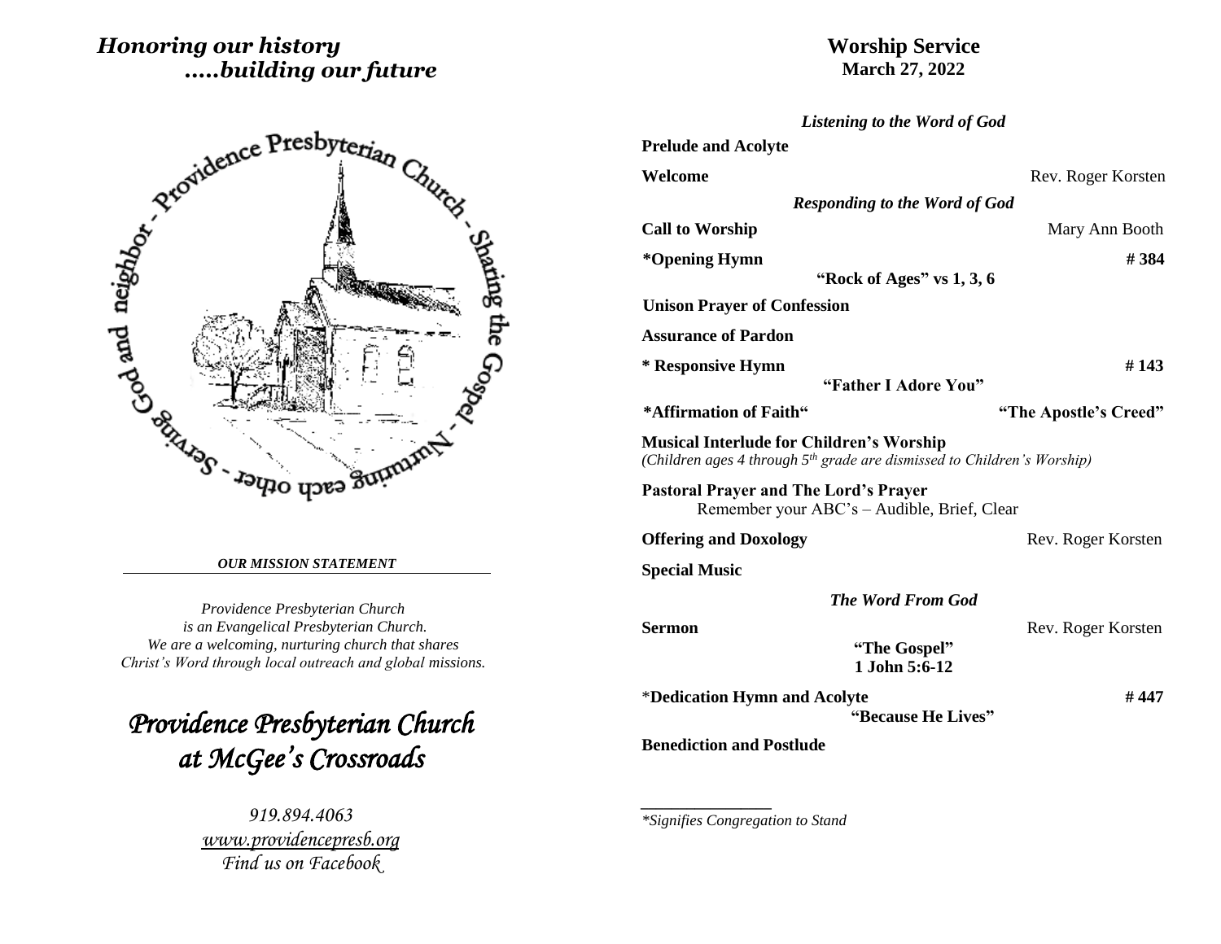# *Honoring our history .....building our future*

Providence Presbyterian Church - Sharing the Gospel - Nurturing each other - Serving God and neighbor

***OUR MISSION STATEMENT***

*Providence Presbyterian Church is an Evangelical Presbyterian Church. We are a welcoming, nurturing church that shares Christ's Word through local outreach and global missions.*

## *Providence Presbyterian Church at McGee's Crossroads*

*919.894.4063*
*www.providencepresb.org*
*Find us on Facebook*

# Worship Service
**March 27, 2022**

***Listening to the Word of God***

**Prelude and Acolyte**

**Welcome** — Rev. Roger Korsten

***Responding to the Word of God***

**Call to Worship** — Mary Ann Booth

**\*Opening Hymn** — **# 384**
**"Rock of Ages" vs 1, 3, 6**

**Unison Prayer of Confession**

**Assurance of Pardon**

**\* Responsive Hymn** — **# 143**
**"Father I Adore You"**

**\*Affirmation of Faith"** — **"The Apostle's Creed"**

**Musical Interlude for Children's Worship**
*(Children ages 4 through 5th grade are dismissed to Children's Worship)*

**Pastoral Prayer and The Lord's Prayer**
Remember your ABC's – Audible, Brief, Clear

**Offering and Doxology** — Rev. Roger Korsten

**Special Music**

***The Word From God***

**Sermon** — Rev. Roger Korsten
**"The Gospel"**
**1 John 5:6-12**

\***Dedication Hymn and Acolyte** — **# 447**
**"Because He Lives"**

**Benediction and Postlude**

---

*\*Signifies Congregation to Stand*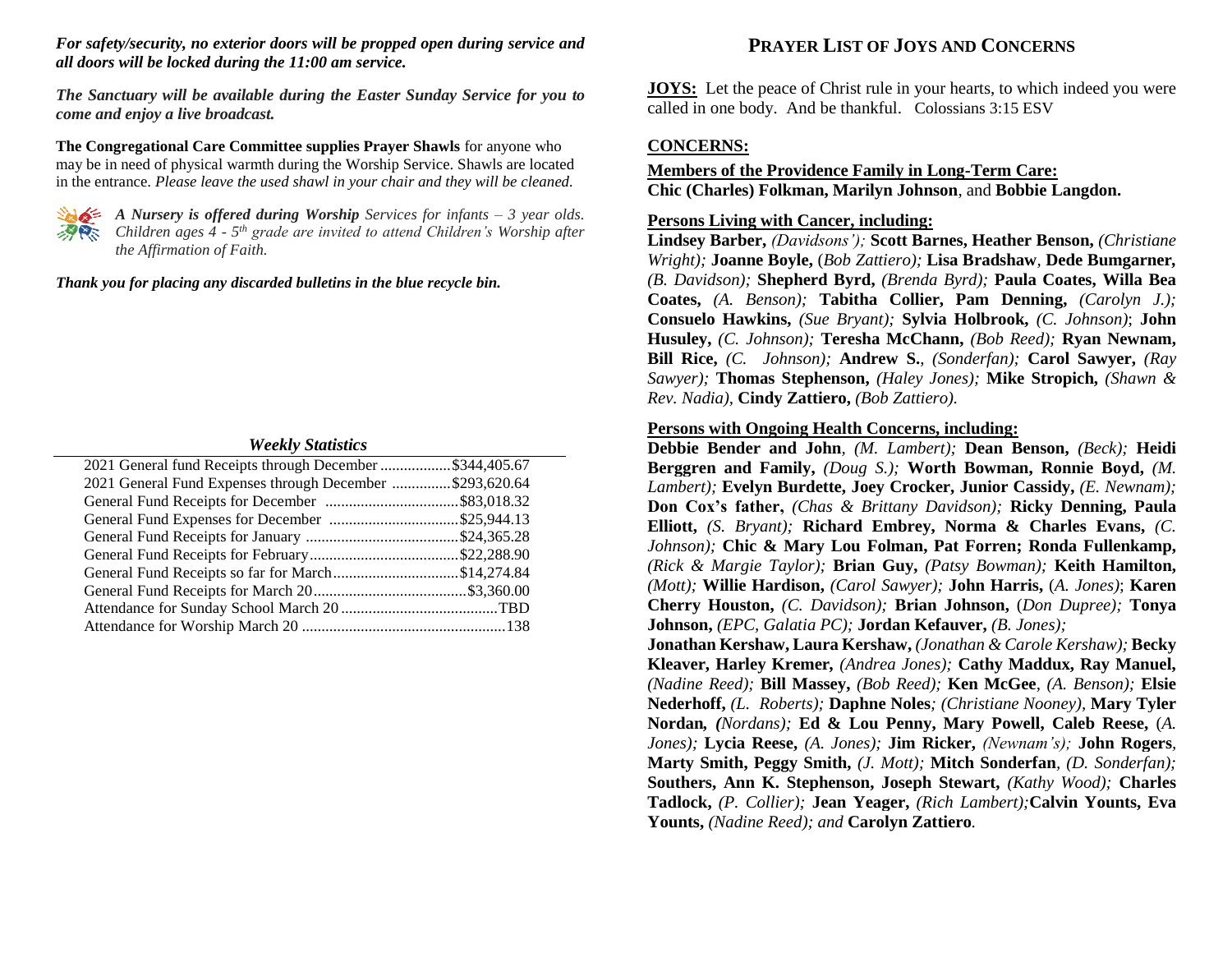***For safety/security, no exterior doors will be propped open during service and all doors will be locked during the 11:00 am service.***

***The Sanctuary will be available during the Easter Sunday Service for you to come and enjoy a live broadcast.***

**The Congregational Care Committee supplies Prayer Shawls** for anyone who may be in need of physical warmth during the Worship Service. Shawls are located in the entrance. *Please leave the used shawl in your chair and they will be cleaned.*

***A Nursery is offered during Worship** Services for infants – 3 year olds. Children ages 4 - 5th grade are invited to attend Children's Worship after the Affirmation of Faith.*

***Thank you for placing any discarded bulletins in the blue recycle bin.***

### *Weekly Statistics*

| Item | Amount |
|---|---|
| 2021 General fund Receipts through December | $344,405.67 |
| 2021 General Fund Expenses through December | $293,620.64 |
| General Fund Receipts for December | $83,018.32 |
| General Fund Expenses for December | $25,944.13 |
| General Fund Receipts for January | $24,365.28 |
| General Fund Receipts for February | $22,288.90 |
| General Fund Receipts so far for March | $14,274.84 |
| General Fund Receipts for March 20 | $3,360.00 |
| Attendance for Sunday School March 20 | TBD |
| Attendance for Worship March 20 | 138 |

# PRAYER LIST OF JOYS AND CONCERNS

**JOYS:** Let the peace of Christ rule in your hearts, to which indeed you were called in one body. And be thankful. Colossians 3:15 ESV

## CONCERNS:

**Members of the Providence Family in Long-Term Care:**
**Chic (Charles) Folkman, Marilyn Johnson**, and **Bobbie Langdon.**

**Persons Living with Cancer, including:**
**Lindsey Barber,** *(Davidsons');* **Scott Barnes, Heather Benson,** *(Christiane Wright);* **Joanne Boyle,** (*Bob Zattiero);* **Lisa Bradshaw**, **Dede Bumgarner,** *(B. Davidson);* **Shepherd Byrd,** *(Brenda Byrd);* **Paula Coates, Willa Bea Coates,** *(A. Benson);* **Tabitha Collier, Pam Denning,** *(Carolyn J.);* **Consuelo Hawkins,** *(Sue Bryant);* **Sylvia Holbrook,** *(C. Johnson)*; **John Husuley,** *(C. Johnson);* **Teresha McChann,** *(Bob Reed);* **Ryan Newnam, Bill Rice,** *(C. Johnson);* **Andrew S.**, *(Sonderfan);* **Carol Sawyer,** *(Ray Sawyer);* **Thomas Stephenson,** *(Haley Jones);* **Mike Stropich,** *(Shawn & Rev. Nadia),* **Cindy Zattiero,** *(Bob Zattiero).*

**Persons with Ongoing Health Concerns, including:**
**Debbie Bender and John**, *(M. Lambert);* **Dean Benson,** *(Beck);* **Heidi Berggren and Family,** *(Doug S.);* **Worth Bowman, Ronnie Boyd,** *(M. Lambert);* **Evelyn Burdette, Joey Crocker, Junior Cassidy,** *(E. Newnam);* **Don Cox's father,** *(Chas & Brittany Davidson);* **Ricky Denning, Paula Elliott,** *(S. Bryant);* **Richard Embrey, Norma & Charles Evans,** *(C. Johnson);* **Chic & Mary Lou Folman, Pat Forren; Ronda Fullenkamp,** *(Rick & Margie Taylor);* **Brian Guy,** *(Patsy Bowman);* **Keith Hamilton,** *(Mott);* **Willie Hardison,** *(Carol Sawyer);* **John Harris,** (*A. Jones)*; **Karen Cherry Houston,** *(C. Davidson);* **Brian Johnson,** (*Don Dupree);* **Tonya Johnson,** *(EPC, Galatia PC);* **Jordan Kefauver,** *(B. Jones);*
**Jonathan Kershaw, Laura Kershaw,** *(Jonathan & Carole Kershaw);* **Becky Kleaver, Harley Kremer,** *(Andrea Jones);* **Cathy Maddux, Ray Manuel,** *(Nadine Reed);* **Bill Massey,** *(Bob Reed);* **Ken McGee**, *(A. Benson);* **Elsie Nederhoff,** *(L. Roberts);* **Daphne Noles***; (Christiane Nooney)*, **Mary Tyler Nordan,** *(Nordans);* **Ed & Lou Penny, Mary Powell, Caleb Reese,** (*A. Jones);* **Lycia Reese,** *(A. Jones);* **Jim Ricker,** *(Newnam's);* **John Rogers**, **Marty Smith, Peggy Smith,** *(J. Mott);* **Mitch Sonderfan**, *(D. Sonderfan);* **Southers, Ann K. Stephenson, Joseph Stewart,** *(Kathy Wood);* **Charles Tadlock,** *(P. Collier);* **Jean Yeager,** *(Rich Lambert);***Calvin Younts, Eva Younts,** *(Nadine Reed); and* **Carolyn Zattiero***.*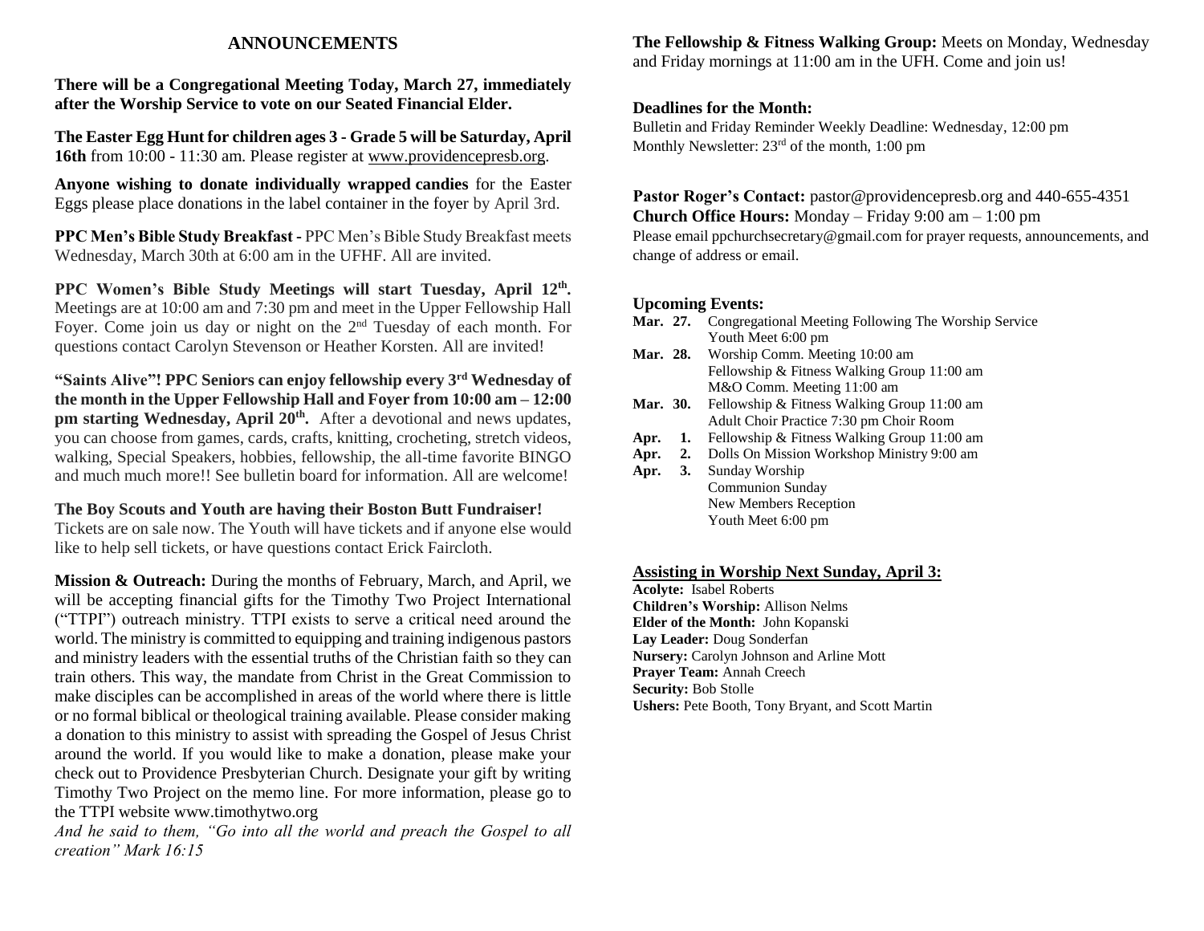## ANNOUNCEMENTS

**There will be a Congregational Meeting Today, March 27, immediately after the Worship Service to vote on our Seated Financial Elder.**

**The Easter Egg Hunt for children ages 3 - Grade 5 will be Saturday, April 16th** from 10:00 - 11:30 am. Please register at www.providencepresb.org.

**Anyone wishing to donate individually wrapped candies** for the Easter Eggs please place donations in the label container in the foyer by April 3rd.

**PPC Men's Bible Study Breakfast -** PPC Men's Bible Study Breakfast meets Wednesday, March 30th at 6:00 am in the UFHF. All are invited.

**PPC Women's Bible Study Meetings will start Tuesday, April 12th.** Meetings are at 10:00 am and 7:30 pm and meet in the Upper Fellowship Hall Foyer. Come join us day or night on the 2nd Tuesday of each month. For questions contact Carolyn Stevenson or Heather Korsten. All are invited!

**"Saints Alive"! PPC Seniors can enjoy fellowship every 3rd Wednesday of the month in the Upper Fellowship Hall and Foyer from 10:00 am – 12:00 pm starting Wednesday, April 20th.** After a devotional and news updates, you can choose from games, cards, crafts, knitting, crocheting, stretch videos, walking, Special Speakers, hobbies, fellowship, the all-time favorite BINGO and much much more!! See bulletin board for information. All are welcome!

**The Boy Scouts and Youth are having their Boston Butt Fundraiser!**
Tickets are on sale now. The Youth will have tickets and if anyone else would like to help sell tickets, or have questions contact Erick Faircloth.

**Mission & Outreach:** During the months of February, March, and April, we will be accepting financial gifts for the Timothy Two Project International ("TTPI") outreach ministry. TTPI exists to serve a critical need around the world. The ministry is committed to equipping and training indigenous pastors and ministry leaders with the essential truths of the Christian faith so they can train others. This way, the mandate from Christ in the Great Commission to make disciples can be accomplished in areas of the world where there is little or no formal biblical or theological training available. Please consider making a donation to this ministry to assist with spreading the Gospel of Jesus Christ around the world. If you would like to make a donation, please make your check out to Providence Presbyterian Church. Designate your gift by writing Timothy Two Project on the memo line. For more information, please go to the TTPI website www.timothytwo.org

*And he said to them, "Go into all the world and preach the Gospel to all creation" Mark 16:15*

**The Fellowship & Fitness Walking Group:** Meets on Monday, Wednesday and Friday mornings at 11:00 am in the UFH. Come and join us!

**Deadlines for the Month:**
Bulletin and Friday Reminder Weekly Deadline: Wednesday, 12:00 pm
Monthly Newsletter: 23rd of the month, 1:00 pm

**Pastor Roger's Contact:** pastor@providencepresb.org and 440-655-4351
**Church Office Hours:** Monday – Friday 9:00 am – 1:00 pm
Please email ppchurchsecretary@gmail.com for prayer requests, announcements, and change of address or email.

**Upcoming Events:**

| | |
|---|---|
| **Mar. 27.** | Congregational Meeting Following The Worship Service<br>Youth Meet 6:00 pm |
| **Mar. 28.** | Worship Comm. Meeting 10:00 am<br>Fellowship & Fitness Walking Group 11:00 am<br>M&O Comm. Meeting 11:00 am |
| **Mar. 30.** | Fellowship & Fitness Walking Group 11:00 am<br>Adult Choir Practice 7:30 pm Choir Room |
| **Apr. 1.** | Fellowship & Fitness Walking Group 11:00 am |
| **Apr. 2.** | Dolls On Mission Workshop Ministry 9:00 am |
| **Apr. 3.** | Sunday Worship<br>Communion Sunday<br>New Members Reception<br>Youth Meet 6:00 pm |

**Assisting in Worship Next Sunday, April 3:**
**Acolyte:** Isabel Roberts
**Children's Worship:** Allison Nelms
**Elder of the Month:** John Kopanski
**Lay Leader:** Doug Sonderfan
**Nursery:** Carolyn Johnson and Arline Mott
**Prayer Team:** Annah Creech
**Security:** Bob Stolle
**Ushers:** Pete Booth, Tony Bryant, and Scott Martin